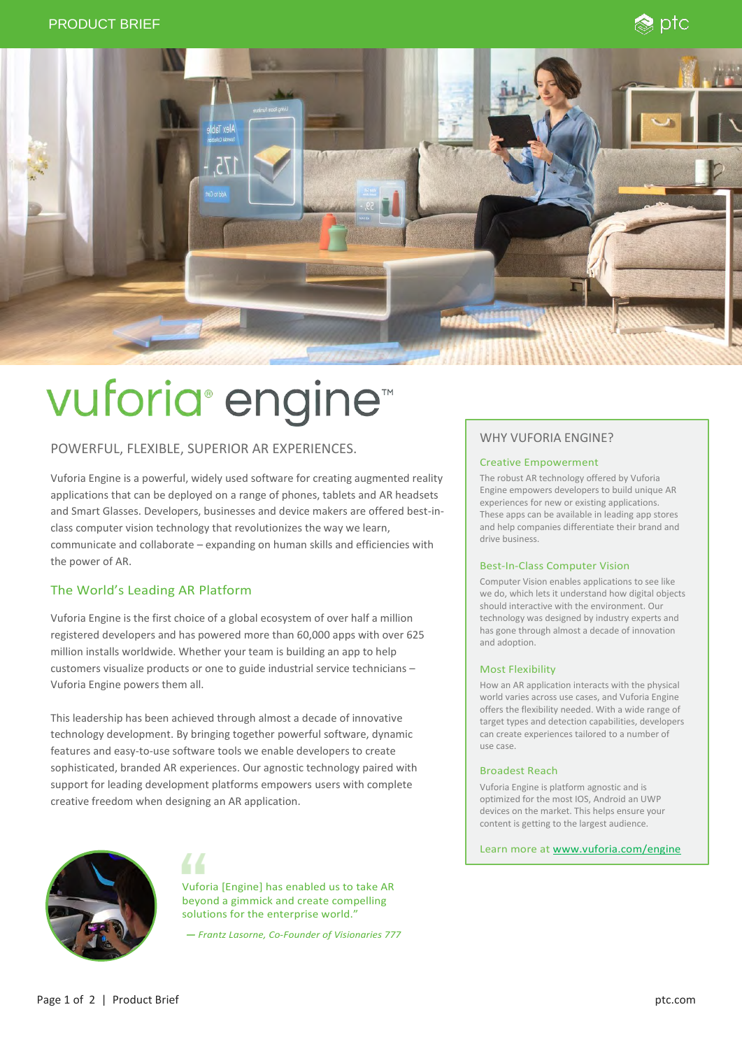PRODUCT BRIEF

# vuforia® engine™

## POWERFUL, FLEXIBLE, SUPERIOR AR EXPERIENCES.

Vuforia Engine is a powerful, widely used software for creating augmented reality applications that can be deployed on a range of phones, tablets and AR headsets and Smart Glasses. Developers, businesses and device makers are offered best-in-class computer vision technology that revolutionizes the way we learn, communicate and collaborate – expanding on human skills and efficiencies with the power of AR.

### The World's Leading AR Platform

Vuforia Engine is the first choice of a global ecosystem of over half a million registered developers and has powered more than 60,000 apps with over 625 million installs worldwide. Whether your team is building an app to help customers visualize products or one to guide industrial service technicians – Vuforia Engine powers them all.

This leadership has been achieved through almost a decade of innovative technology development. By bringing together powerful software, dynamic features and easy-to-use software tools we enable developers to create sophisticated, branded AR experiences. Our agnostic technology paired with support for leading development platforms empowers users with complete creative freedom when designing an AR application.

> "Vuforia [Engine] has enabled us to take AR beyond a gimmick and create compelling solutions for the enterprise world."
>
> *— Frantz Lasorne, Co-Founder of Visionaries 777*

## WHY VUFORIA ENGINE?

### Creative Empowerment

The robust AR technology offered by Vuforia Engine empowers developers to build unique AR experiences for new or existing applications. These apps can be available in leading app stores and help companies differentiate their brand and drive business.

### Best-In-Class Computer Vision

Computer Vision enables applications to see like we do, which lets it understand how digital objects should interactive with the environment. Our technology was designed by industry experts and has gone through almost a decade of innovation and adoption.

### Most Flexibility

How an AR application interacts with the physical world varies across use cases, and Vuforia Engine offers the flexibility needed. With a wide range of target types and detection capabilities, developers can create experiences tailored to a number of use case.

### Broadest Reach

Vuforia Engine is platform agnostic and is optimized for the most IOS, Android an UWP devices on the market. This helps ensure your content is getting to the largest audience.

Learn more at [www.vuforia.com/engine](www.vuforia.com/engine)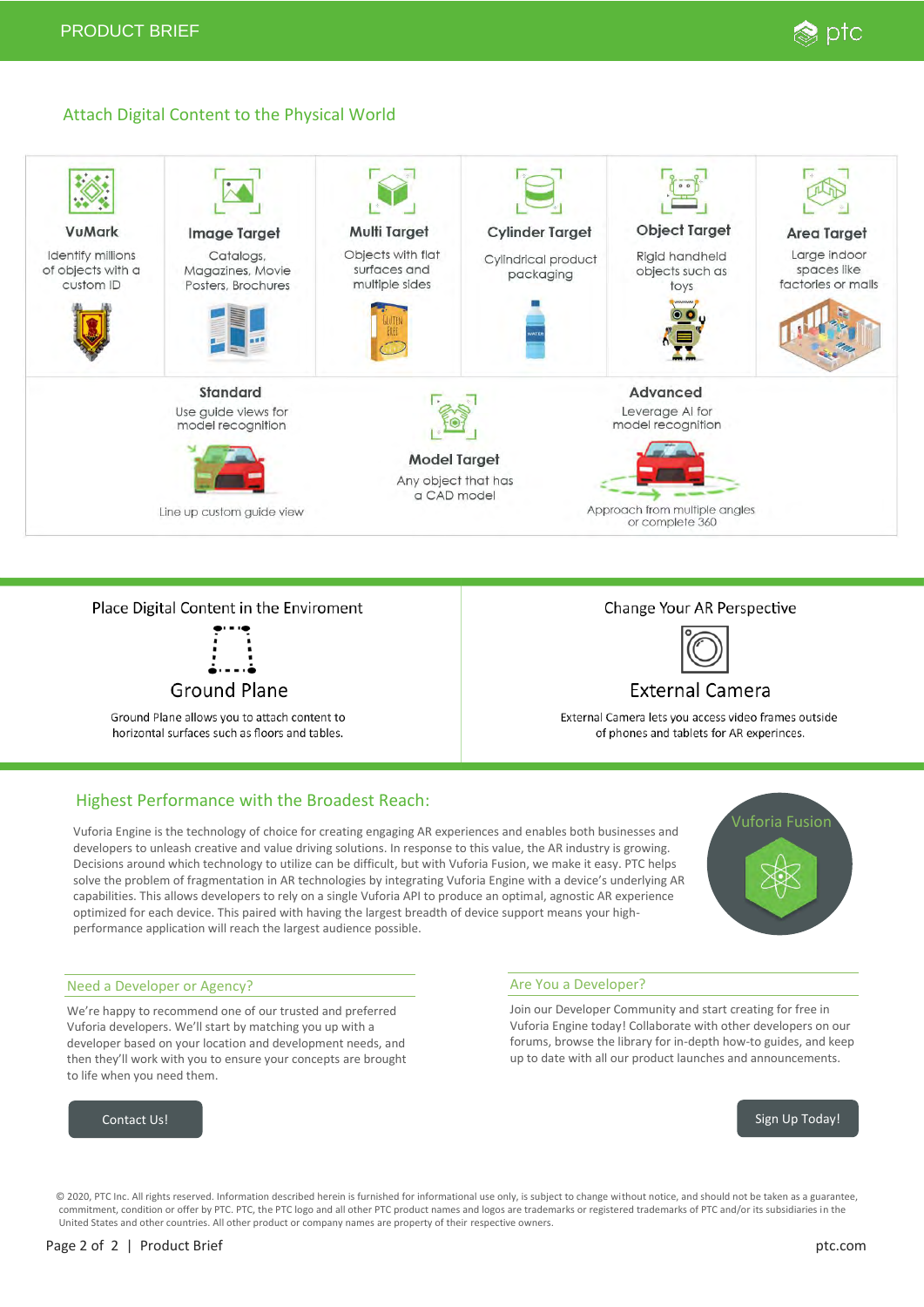## Attach Digital Content to the Physical World

**VuMark**
Identify millions of objects with a custom ID

**Image Target**
Catalogs, Magazines, Movie Posters, Brochures

**Multi Target**
Objects with flat surfaces and multiple sides

**Cylinder Target**
Cylindrical product packaging

**Object Target**
Rigid handheld objects such as toys

**Area Target**
Large indoor spaces like factories or malls

**Model Target**
Any object that has a CAD model

**Standard**
Use guide views for model recognition

Line up custom guide view

**Advanced**
Leverage AI for model recognition

Approach from multiple angles or complete 360

## Place Digital Content in the Enviroment

### Ground Plane

Ground Plane allows you to attach content to horizontal surfaces such as floors and tables.

## Change Your AR Perspective

### External Camera

External Camera lets you access video frames outside of phones and tablets for AR experinces.

## Highest Performance with the Broadest Reach:

Vuforia Engine is the technology of choice for creating engaging AR experiences and enables both businesses and developers to unleash creative and value driving solutions. In response to this value, the AR industry is growing. Decisions around which technology to utilize can be difficult, but with Vuforia Fusion, we make it easy. PTC helps solve the problem of fragmentation in AR technologies by integrating Vuforia Engine with a device's underlying AR capabilities. This allows developers to rely on a single Vuforia API to produce an optimal, agnostic AR experience optimized for each device. This paired with having the largest breadth of device support means your high-performance application will reach the largest audience possible.

Vuforia Fusion

### Need a Developer or Agency?

We're happy to recommend one of our trusted and preferred Vuforia developers. We'll start by matching you up with a developer based on your location and development needs, and then they'll work with you to ensure your concepts are brought to life when you need them.

Contact Us!

### Are You a Developer?

Join our Developer Community and start creating for free in Vuforia Engine today! Collaborate with other developers on our forums, browse the library for in-depth how-to guides, and keep up to date with all our product launches and announcements.

Sign Up Today!

© 2020, PTC Inc. All rights reserved. Information described herein is furnished for informational use only, is subject to change without notice, and should not be taken as a guarantee, commitment, condition or offer by PTC. PTC, the PTC logo and all other PTC product names and logos are trademarks or registered trademarks of PTC and/or its subsidiaries in the United States and other countries. All other product or company names are property of their respective owners.